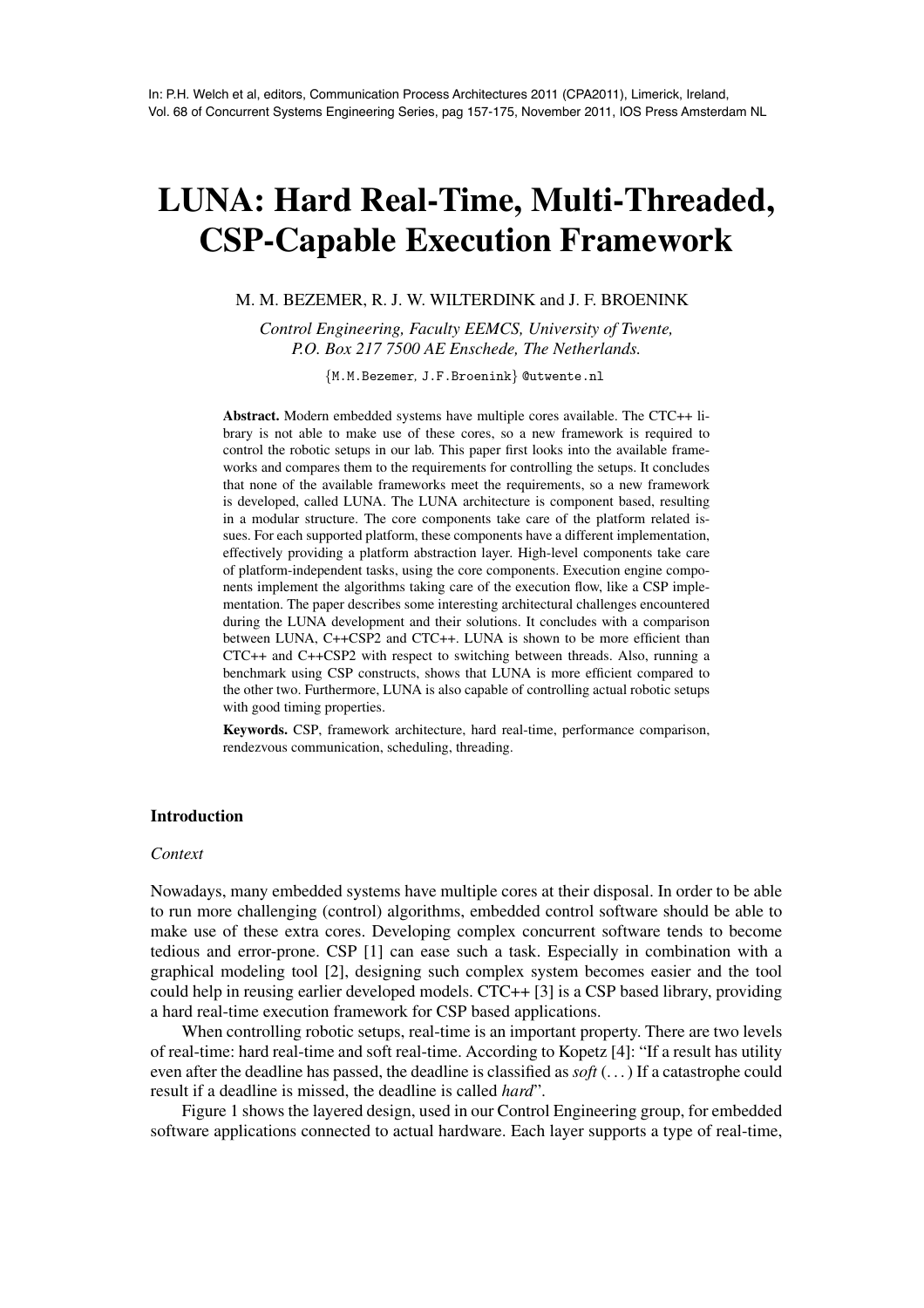In: P.H. Welch et al, editors, Communication Process Architectures 2011 (CPA2011), Limerick, Ireland, Vol. 68 of Concurrent Systems Engineering Series, pag 157-175, November 2011, IOS Press Amsterdam NL

# LUNA: Hard Real-Time, Multi-Threaded, CSP-Capable Execution Framework

M. M. BEZEMER, R. J. W. WILTERDINK and J. F. BROENINK

*Control Engineering, Faculty EEMCS, University of Twente, P.O. Box 217 7500 AE Enschede, The Netherlands.*

{M.M.Bezemer, J.F.Broenink} @utwente.nl

**Abstract.** Modern embedded systems have multiple cores available. The CTC++ library is not able to make use of these cores, so a new framework is required to control the robotic setups in our lab. This paper first looks into the available frameworks and compares them to the requirements for controlling the setups. It concludes that none of the available frameworks meet the requirements, so a new framework is developed, called LUNA. The LUNA architecture is component based, resulting in a modular structure. The core components take care of the platform related issues. For each supported platform, these components have a different implementation, effectively providing a platform abstraction layer. High-level components take care of platform-independent tasks, using the core components. Execution engine components implement the algorithms taking care of the execution flow, like a CSP implementation. The paper describes some interesting architectural challenges encountered during the LUNA development and their solutions. It concludes with a comparison between LUNA, C++CSP2 and CTC++. LUNA is shown to be more efficient than CTC++ and C++CSP2 with respect to switching between threads. Also, running a benchmark using CSP constructs, shows that LUNA is more efficient compared to the other two. Furthermore, LUNA is also capable of controlling actual robotic setups with good timing properties.

**Keywords.** CSP, framework architecture, hard real-time, performance comparison, rendezvous communication, scheduling, threading.

## Introduction

### *Context*

Nowadays, many embedded systems have multiple cores at their disposal. In order to be able to run more challenging (control) algorithms, embedded control software should be able to make use of these extra cores. Developing complex concurrent software tends to become tedious and error-prone. CSP [1] can ease such a task. Especially in combination with a graphical modeling tool [2], designing such complex system becomes easier and the tool could help in reusing earlier developed models. CTC++ [3] is a CSP based library, providing a hard real-time execution framework for CSP based applications.

When controlling robotic setups, real-time is an important property. There are two levels of real-time: hard real-time and soft real-time. According to Kopetz [4]: "If a result has utility even after the deadline has passed, the deadline is classified as *soft* (. . . ) If a catastrophe could result if a deadline is missed, the deadline is called *hard*".

Figure 1 shows the layered design, used in our Control Engineering group, for embedded software applications connected to actual hardware. Each layer supports a type of real-time,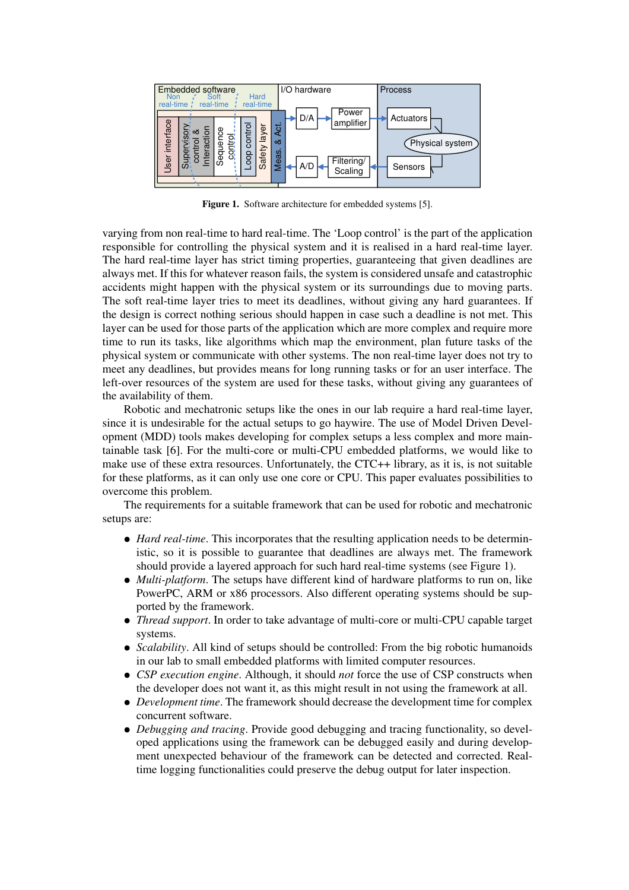Embedded software
Non real-time
Soft real-time
Hard real-time
User interface
Supervisory control & Interaction
Sequence control
Loop control
Safety layer
Meas. & Act.
I/O hardware
D/A
Power amplifier
A/D
Filtering/ Scaling
Process
Actuators
Physical system
Sensors

**Figure 1.** Software architecture for embedded systems [5].

varying from non real-time to hard real-time. The 'Loop control' is the part of the application responsible for controlling the physical system and it is realised in a hard real-time layer. The hard real-time layer has strict timing properties, guaranteeing that given deadlines are always met. If this for whatever reason fails, the system is considered unsafe and catastrophic accidents might happen with the physical system or its surroundings due to moving parts. The soft real-time layer tries to meet its deadlines, without giving any hard guarantees. If the design is correct nothing serious should happen in case such a deadline is not met. This layer can be used for those parts of the application which are more complex and require more time to run its tasks, like algorithms which map the environment, plan future tasks of the physical system or communicate with other systems. The non real-time layer does not try to meet any deadlines, but provides means for long running tasks or for an user interface. The left-over resources of the system are used for these tasks, without giving any guarantees of the availability of them.

Robotic and mechatronic setups like the ones in our lab require a hard real-time layer, since it is undesirable for the actual setups to go haywire. The use of Model Driven Development (MDD) tools makes developing for complex setups a less complex and more maintainable task [6]. For the multi-core or multi-CPU embedded platforms, we would like to make use of these extra resources. Unfortunately, the CTC++ library, as it is, is not suitable for these platforms, as it can only use one core or CPU. This paper evaluates possibilities to overcome this problem.

The requirements for a suitable framework that can be used for robotic and mechatronic setups are:

- *Hard real-time*. This incorporates that the resulting application needs to be deterministic, so it is possible to guarantee that deadlines are always met. The framework should provide a layered approach for such hard real-time systems (see Figure 1).
- *Multi-platform*. The setups have different kind of hardware platforms to run on, like PowerPC, ARM or x86 processors. Also different operating systems should be supported by the framework.
- *Thread support*. In order to take advantage of multi-core or multi-CPU capable target systems.
- *Scalability*. All kind of setups should be controlled: From the big robotic humanoids in our lab to small embedded platforms with limited computer resources.
- *CSP execution engine*. Although, it should *not* force the use of CSP constructs when the developer does not want it, as this might result in not using the framework at all.
- *Development time*. The framework should decrease the development time for complex concurrent software.
- *Debugging and tracing*. Provide good debugging and tracing functionality, so developed applications using the framework can be debugged easily and during development unexpected behaviour of the framework can be detected and corrected. Real-time logging functionalities could preserve the debug output for later inspection.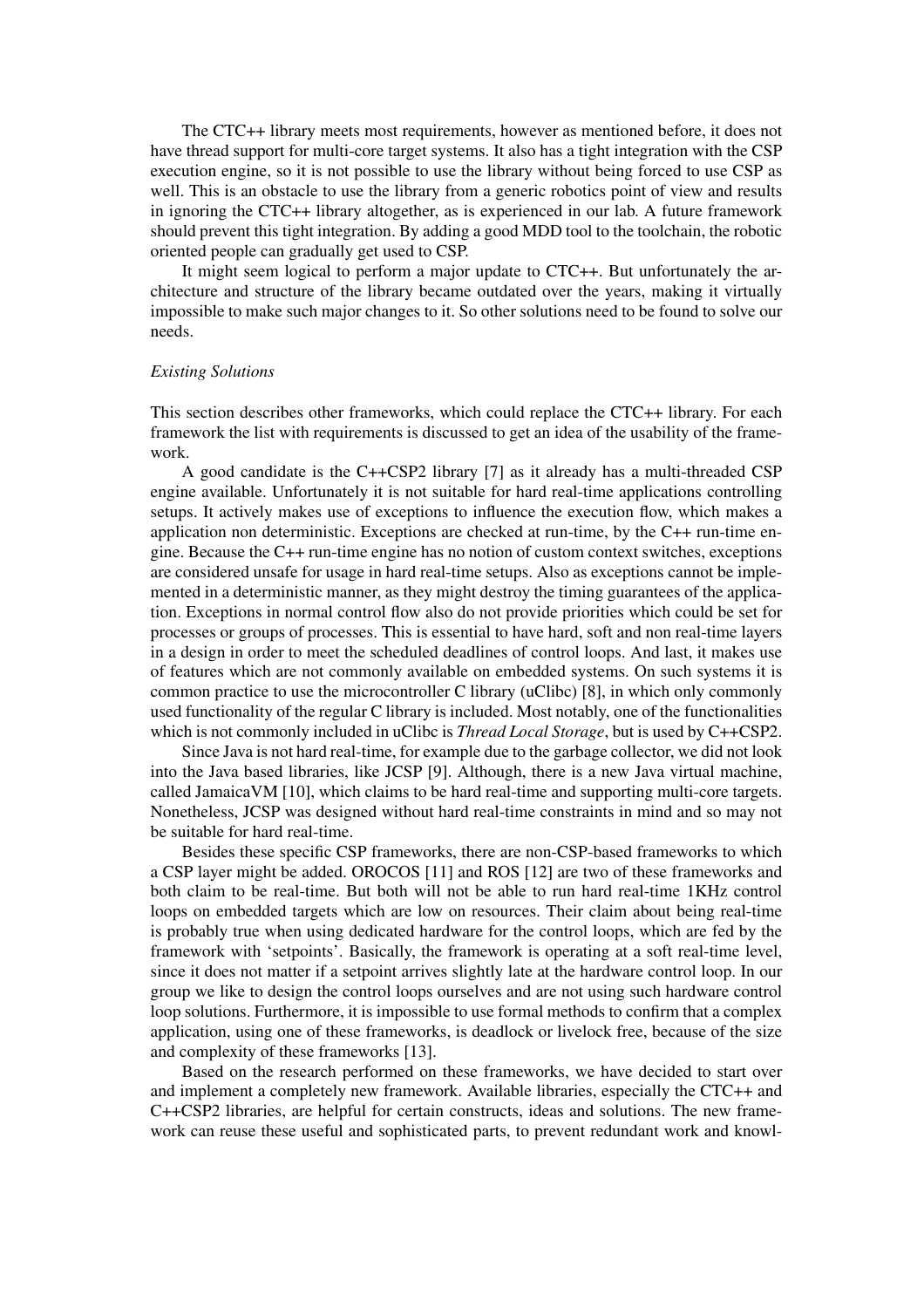The CTC++ library meets most requirements, however as mentioned before, it does not have thread support for multi-core target systems. It also has a tight integration with the CSP execution engine, so it is not possible to use the library without being forced to use CSP as well. This is an obstacle to use the library from a generic robotics point of view and results in ignoring the CTC++ library altogether, as is experienced in our lab. A future framework should prevent this tight integration. By adding a good MDD tool to the toolchain, the robotic oriented people can gradually get used to CSP.

It might seem logical to perform a major update to CTC++. But unfortunately the architecture and structure of the library became outdated over the years, making it virtually impossible to make such major changes to it. So other solutions need to be found to solve our needs.

*Existing Solutions*

This section describes other frameworks, which could replace the CTC++ library. For each framework the list with requirements is discussed to get an idea of the usability of the framework.

A good candidate is the C++CSP2 library [7] as it already has a multi-threaded CSP engine available. Unfortunately it is not suitable for hard real-time applications controlling setups. It actively makes use of exceptions to influence the execution flow, which makes a application non deterministic. Exceptions are checked at run-time, by the C++ run-time engine. Because the C++ run-time engine has no notion of custom context switches, exceptions are considered unsafe for usage in hard real-time setups. Also as exceptions cannot be implemented in a deterministic manner, as they might destroy the timing guarantees of the application. Exceptions in normal control flow also do not provide priorities which could be set for processes or groups of processes. This is essential to have hard, soft and non real-time layers in a design in order to meet the scheduled deadlines of control loops. And last, it makes use of features which are not commonly available on embedded systems. On such systems it is common practice to use the microcontroller C library (uClibc) [8], in which only commonly used functionality of the regular C library is included. Most notably, one of the functionalities which is not commonly included in uClibc is *Thread Local Storage*, but is used by C++CSP2.

Since Java is not hard real-time, for example due to the garbage collector, we did not look into the Java based libraries, like JCSP [9]. Although, there is a new Java virtual machine, called JamaicaVM [10], which claims to be hard real-time and supporting multi-core targets. Nonetheless, JCSP was designed without hard real-time constraints in mind and so may not be suitable for hard real-time.

Besides these specific CSP frameworks, there are non-CSP-based frameworks to which a CSP layer might be added. OROCOS [11] and ROS [12] are two of these frameworks and both claim to be real-time. But both will not be able to run hard real-time 1KHz control loops on embedded targets which are low on resources. Their claim about being real-time is probably true when using dedicated hardware for the control loops, which are fed by the framework with 'setpoints'. Basically, the framework is operating at a soft real-time level, since it does not matter if a setpoint arrives slightly late at the hardware control loop. In our group we like to design the control loops ourselves and are not using such hardware control loop solutions. Furthermore, it is impossible to use formal methods to confirm that a complex application, using one of these frameworks, is deadlock or livelock free, because of the size and complexity of these frameworks [13].

Based on the research performed on these frameworks, we have decided to start over and implement a completely new framework. Available libraries, especially the CTC++ and C++CSP2 libraries, are helpful for certain constructs, ideas and solutions. The new framework can reuse these useful and sophisticated parts, to prevent redundant work and knowl-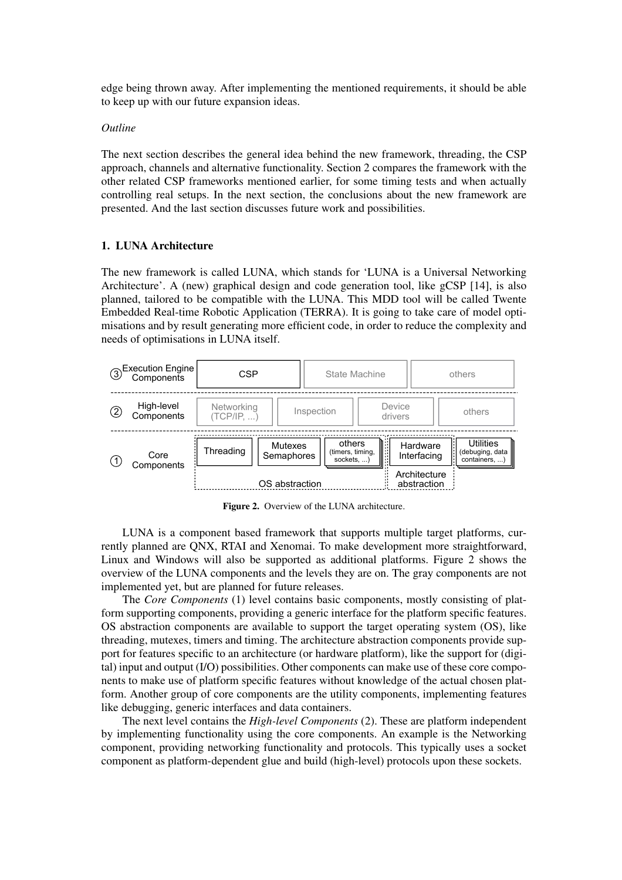edge being thrown away. After implementing the mentioned requirements, it should be able to keep up with our future expansion ideas.

*Outline*

The next section describes the general idea behind the new framework, threading, the CSP approach, channels and alternative functionality. Section 2 compares the framework with the other related CSP frameworks mentioned earlier, for some timing tests and when actually controlling real setups. In the next section, the conclusions about the new framework are presented. And the last section discusses future work and possibilities.

## 1. LUNA Architecture

The new framework is called LUNA, which stands for 'LUNA is a Universal Networking Architecture'. A (new) graphical design and code generation tool, like gCSP [14], is also planned, tailored to be compatible with the LUNA. This MDD tool will be called Twente Embedded Real-time Robotic Application (TERRA). It is going to take care of model optimisations and by result generating more efficient code, in order to reduce the complexity and needs of optimisations in LUNA itself.

③ Execution Engine Components: CSP | State Machine | others

② High-level Components: Networking (TCP/IP, ...) | Inspection | Device drivers | others

① Core Components: Threading | Mutexes Semaphores | others (timers, timing, sockets, ...) — OS abstraction; Hardware Interfacing — Architecture abstraction; Utilities (debuging, data containers, ...)

**Figure 2.** Overview of the LUNA architecture.

LUNA is a component based framework that supports multiple target platforms, currently planned are QNX, RTAI and Xenomai. To make development more straightforward, Linux and Windows will also be supported as additional platforms. Figure 2 shows the overview of the LUNA components and the levels they are on. The gray components are not implemented yet, but are planned for future releases.

The *Core Components* (1) level contains basic components, mostly consisting of platform supporting components, providing a generic interface for the platform specific features. OS abstraction components are available to support the target operating system (OS), like threading, mutexes, timers and timing. The architecture abstraction components provide support for features specific to an architecture (or hardware platform), like the support for (digital) input and output (I/O) possibilities. Other components can make use of these core components to make use of platform specific features without knowledge of the actual chosen platform. Another group of core components are the utility components, implementing features like debugging, generic interfaces and data containers.

The next level contains the *High-level Components* (2). These are platform independent by implementing functionality using the core components. An example is the Networking component, providing networking functionality and protocols. This typically uses a socket component as platform-dependent glue and build (high-level) protocols upon these sockets.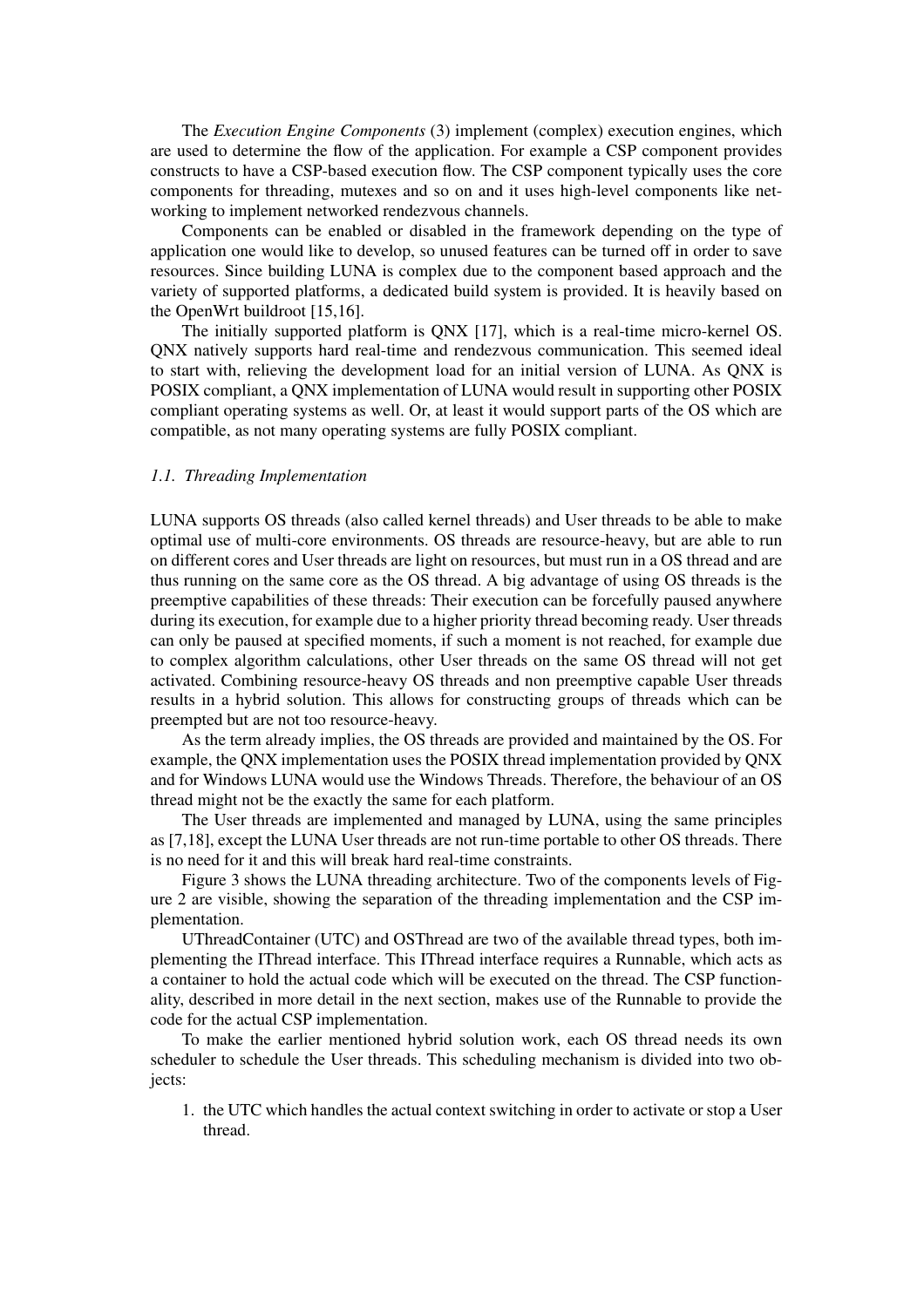The *Execution Engine Components* (3) implement (complex) execution engines, which are used to determine the flow of the application. For example a CSP component provides constructs to have a CSP-based execution flow. The CSP component typically uses the core components for threading, mutexes and so on and it uses high-level components like networking to implement networked rendezvous channels.

Components can be enabled or disabled in the framework depending on the type of application one would like to develop, so unused features can be turned off in order to save resources. Since building LUNA is complex due to the component based approach and the variety of supported platforms, a dedicated build system is provided. It is heavily based on the OpenWrt buildroot [15,16].

The initially supported platform is QNX [17], which is a real-time micro-kernel OS. QNX natively supports hard real-time and rendezvous communication. This seemed ideal to start with, relieving the development load for an initial version of LUNA. As QNX is POSIX compliant, a QNX implementation of LUNA would result in supporting other POSIX compliant operating systems as well. Or, at least it would support parts of the OS which are compatible, as not many operating systems are fully POSIX compliant.

### *1.1. Threading Implementation*

LUNA supports OS threads (also called kernel threads) and User threads to be able to make optimal use of multi-core environments. OS threads are resource-heavy, but are able to run on different cores and User threads are light on resources, but must run in a OS thread and are thus running on the same core as the OS thread. A big advantage of using OS threads is the preemptive capabilities of these threads: Their execution can be forcefully paused anywhere during its execution, for example due to a higher priority thread becoming ready. User threads can only be paused at specified moments, if such a moment is not reached, for example due to complex algorithm calculations, other User threads on the same OS thread will not get activated. Combining resource-heavy OS threads and non preemptive capable User threads results in a hybrid solution. This allows for constructing groups of threads which can be preempted but are not too resource-heavy.

As the term already implies, the OS threads are provided and maintained by the OS. For example, the QNX implementation uses the POSIX thread implementation provided by QNX and for Windows LUNA would use the Windows Threads. Therefore, the behaviour of an OS thread might not be the exactly the same for each platform.

The User threads are implemented and managed by LUNA, using the same principles as [7,18], except the LUNA User threads are not run-time portable to other OS threads. There is no need for it and this will break hard real-time constraints.

Figure 3 shows the LUNA threading architecture. Two of the components levels of Figure 2 are visible, showing the separation of the threading implementation and the CSP implementation.

UThreadContainer (UTC) and OSThread are two of the available thread types, both implementing the IThread interface. This IThread interface requires a Runnable, which acts as a container to hold the actual code which will be executed on the thread. The CSP functionality, described in more detail in the next section, makes use of the Runnable to provide the code for the actual CSP implementation.

To make the earlier mentioned hybrid solution work, each OS thread needs its own scheduler to schedule the User threads. This scheduling mechanism is divided into two objects:

1. the UTC which handles the actual context switching in order to activate or stop a User thread.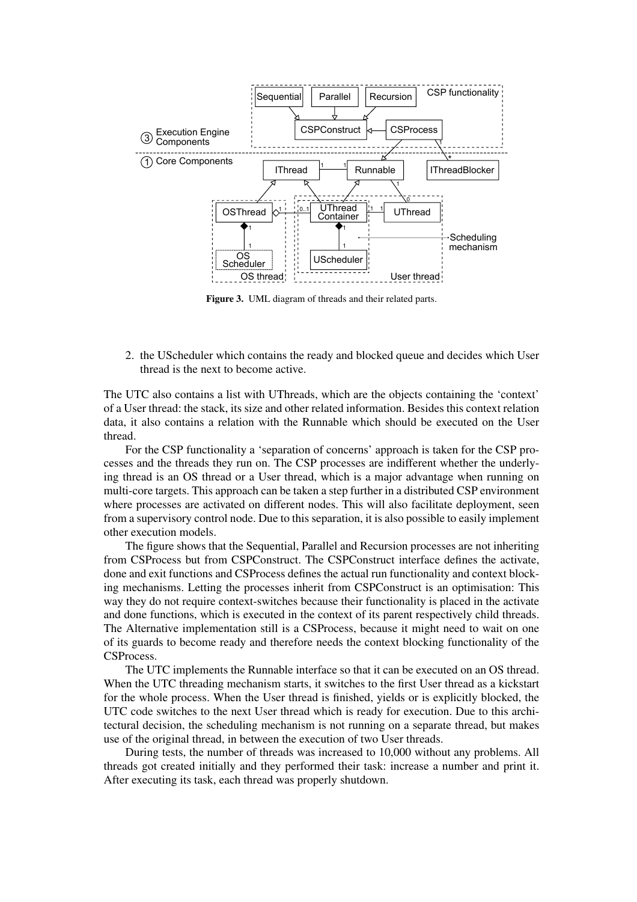3 Execution Engine Components

1 Core Components

CSP functionality

Sequential

Parallel

Recursion

CSPConstruct

CSProcess

IThread

Runnable

IThreadBlocker

OSThread

UThread Container

UThread

OS Scheduler

UScheduler

Scheduling mechanism

OS thread

User thread

1

1

1

*

1

0

1

0..1

1

1

1

1

1

1

**Figure 3.** UML diagram of threads and their related parts.

2. the UScheduler which contains the ready and blocked queue and decides which User thread is the next to become active.

The UTC also contains a list with UThreads, which are the objects containing the 'context' of a User thread: the stack, its size and other related information. Besides this context relation data, it also contains a relation with the Runnable which should be executed on the User thread.

For the CSP functionality a 'separation of concerns' approach is taken for the CSP processes and the threads they run on. The CSP processes are indifferent whether the underlying thread is an OS thread or a User thread, which is a major advantage when running on multi-core targets. This approach can be taken a step further in a distributed CSP environment where processes are activated on different nodes. This will also facilitate deployment, seen from a supervisory control node. Due to this separation, it is also possible to easily implement other execution models.

The figure shows that the Sequential, Parallel and Recursion processes are not inheriting from CSProcess but from CSPConstruct. The CSPConstruct interface defines the activate, done and exit functions and CSProcess defines the actual run functionality and context blocking mechanisms. Letting the processes inherit from CSPConstruct is an optimisation: This way they do not require context-switches because their functionality is placed in the activate and done functions, which is executed in the context of its parent respectively child threads. The Alternative implementation still is a CSProcess, because it might need to wait on one of its guards to become ready and therefore needs the context blocking functionality of the CSProcess.

The UTC implements the Runnable interface so that it can be executed on an OS thread. When the UTC threading mechanism starts, it switches to the first User thread as a kickstart for the whole process. When the User thread is finished, yields or is explicitly blocked, the UTC code switches to the next User thread which is ready for execution. Due to this architectural decision, the scheduling mechanism is not running on a separate thread, but makes use of the original thread, in between the execution of two User threads.

During tests, the number of threads was increased to 10,000 without any problems. All threads got created initially and they performed their task: increase a number and print it. After executing its task, each thread was properly shutdown.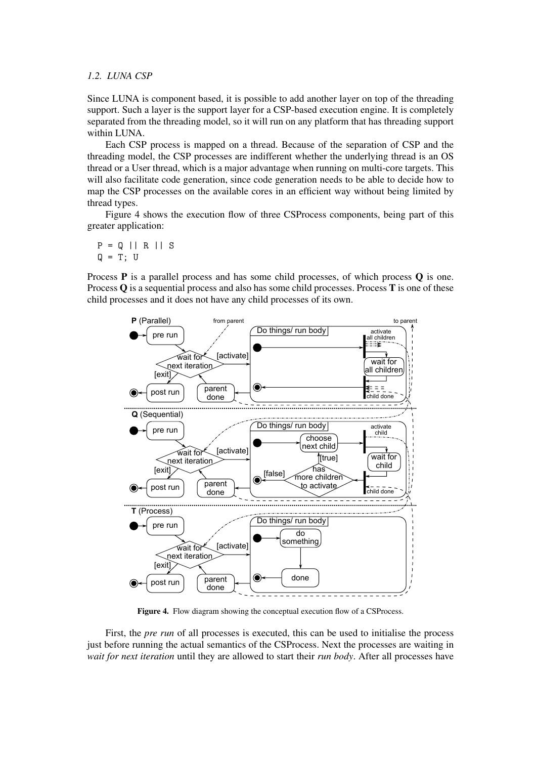### 1.2. LUNA CSP

Since LUNA is component based, it is possible to add another layer on top of the threading support. Such a layer is the support layer for a CSP-based execution engine. It is completely separated from the threading model, so it will run on any platform that has threading support within LUNA.

Each CSP process is mapped on a thread. Because of the separation of CSP and the threading model, the CSP processes are indifferent whether the underlying thread is an OS thread or a User thread, which is a major advantage when running on multi-core targets. This will also facilitate code generation, since code generation needs to be able to decide how to map the CSP processes on the available cores in an efficient way without being limited by thread types.

Figure 4 shows the execution flow of three CSProcess components, being part of this greater application:

```
P = Q || R || S
Q = T; U
```

Process **P** is a parallel process and has some child processes, of which process **Q** is one. Process **Q** is a sequential process and also has some child processes. Process **T** is one of these child processes and it does not have any child processes of its own.

**Figure 4.** Flow diagram showing the conceptual execution flow of a CSProcess.

First, the *pre run* of all processes is executed, this can be used to initialise the process just before running the actual semantics of the CSProcess. Next the processes are waiting in *wait for next iteration* until they are allowed to start their *run body*. After all processes have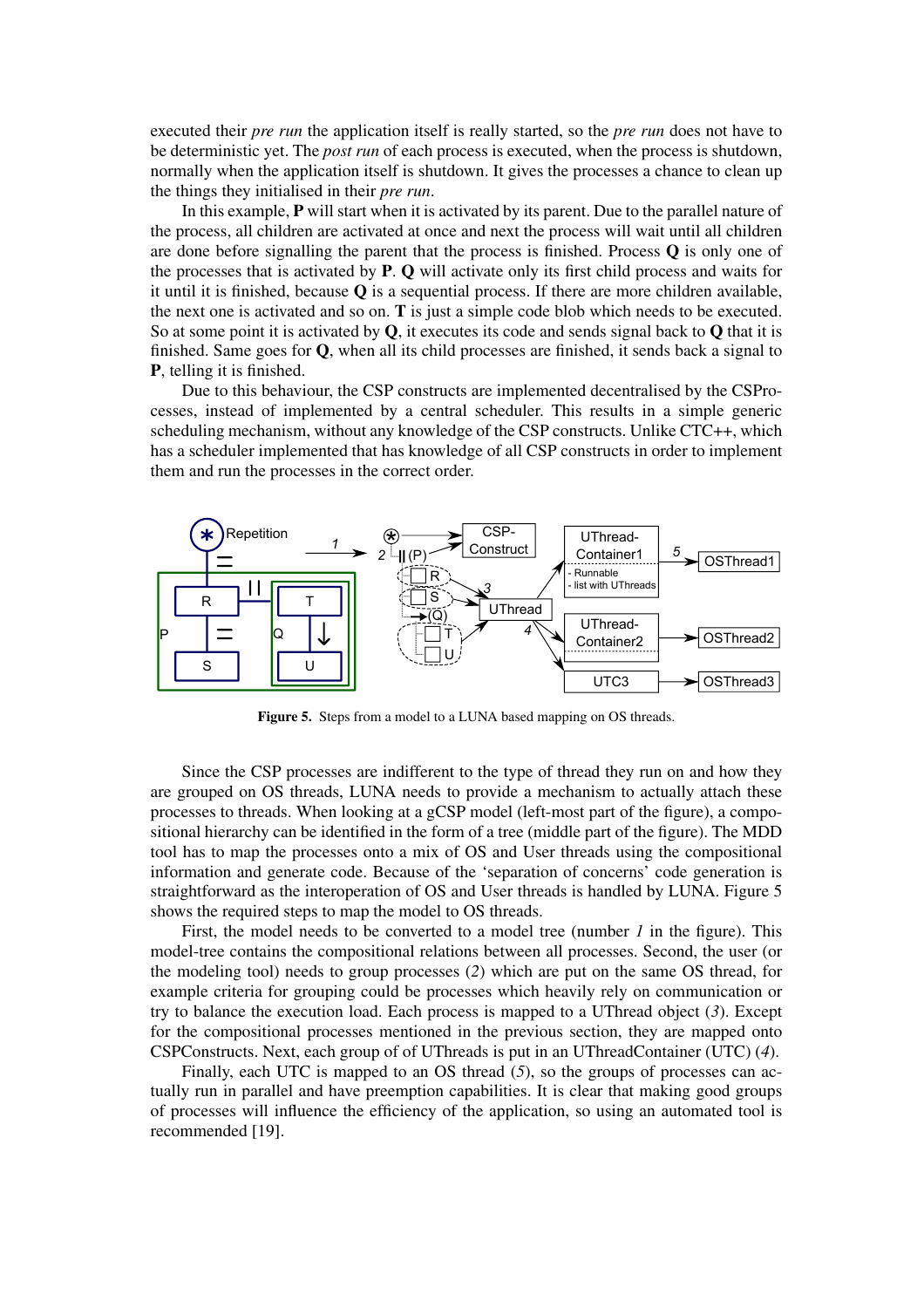executed their *pre run* the application itself is really started, so the *pre run* does not have to be deterministic yet. The *post run* of each process is executed, when the process is shutdown, normally when the application itself is shutdown. It gives the processes a chance to clean up the things they initialised in their *pre run*.

In this example, **P** will start when it is activated by its parent. Due to the parallel nature of the process, all children are activated at once and next the process will wait until all children are done before signalling the parent that the process is finished. Process **Q** is only one of the processes that is activated by **P**. **Q** will activate only its first child process and waits for it until it is finished, because **Q** is a sequential process. If there are more children available, the next one is activated and so on. **T** is just a simple code blob which needs to be executed. So at some point it is activated by **Q**, it executes its code and sends signal back to **Q** that it is finished. Same goes for **Q**, when all its child processes are finished, it sends back a signal to **P**, telling it is finished.

Due to this behaviour, the CSP constructs are implemented decentralised by the CSProcesses, instead of implemented by a central scheduler. This results in a simple generic scheduling mechanism, without any knowledge of the CSP constructs. Unlike CTC++, which has a scheduler implemented that has knowledge of all CSP constructs in order to implement them and run the processes in the correct order.

Repetition
R
S
T
U
P
Q
1
2
(P)
R
S
(Q)
T
U
CSP-Construct
3
UThread
4
UThread-Container1
- Runnable
- list with UThreads
UThread-Container2
UTC3
5
OSThread1
OSThread2
OSThread3

**Figure 5.** Steps from a model to a LUNA based mapping on OS threads.

Since the CSP processes are indifferent to the type of thread they run on and how they are grouped on OS threads, LUNA needs to provide a mechanism to actually attach these processes to threads. When looking at a gCSP model (left-most part of the figure), a compositional hierarchy can be identified in the form of a tree (middle part of the figure). The MDD tool has to map the processes onto a mix of OS and User threads using the compositional information and generate code. Because of the 'separation of concerns' code generation is straightforward as the interoperation of OS and User threads is handled by LUNA. Figure 5 shows the required steps to map the model to OS threads.

First, the model needs to be converted to a model tree (number *1* in the figure). This model-tree contains the compositional relations between all processes. Second, the user (or the modeling tool) needs to group processes (*2*) which are put on the same OS thread, for example criteria for grouping could be processes which heavily rely on communication or try to balance the execution load. Each process is mapped to a UThread object (*3*). Except for the compositional processes mentioned in the previous section, they are mapped onto CSPConstructs. Next, each group of of UThreads is put in an UThreadContainer (UTC) (*4*).

Finally, each UTC is mapped to an OS thread (*5*), so the groups of processes can actually run in parallel and have preemption capabilities. It is clear that making good groups of processes will influence the efficiency of the application, so using an automated tool is recommended [19].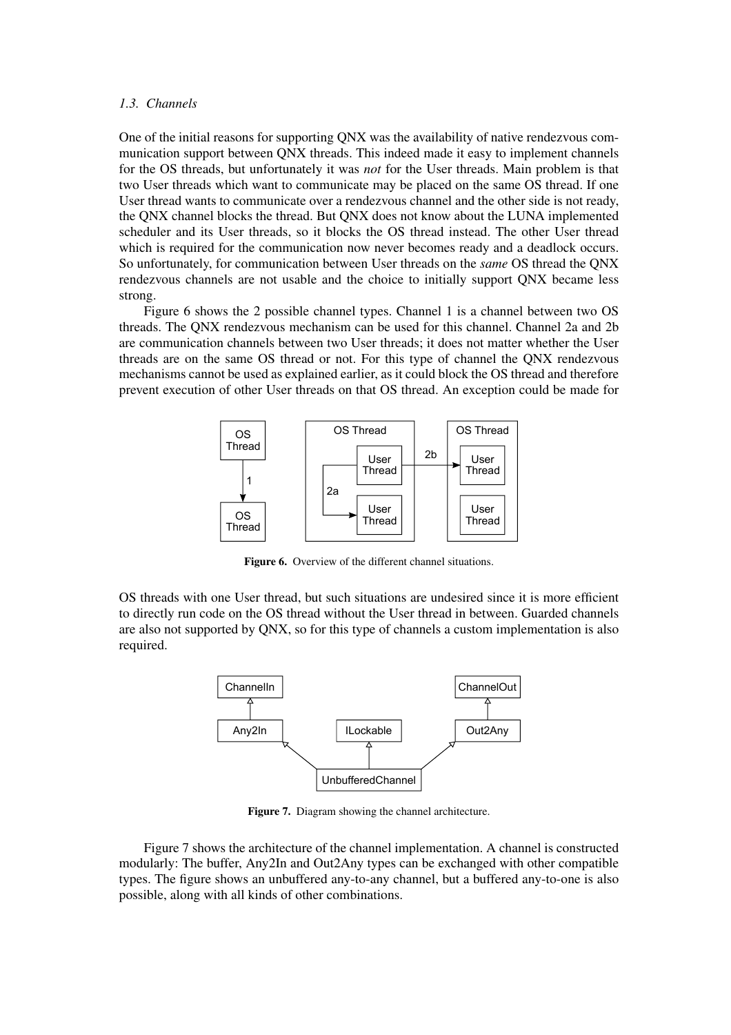### 1.3. Channels

One of the initial reasons for supporting QNX was the availability of native rendezvous communication support between QNX threads. This indeed made it easy to implement channels for the OS threads, but unfortunately it was *not* for the User threads. Main problem is that two User threads which want to communicate may be placed on the same OS thread. If one User thread wants to communicate over a rendezvous channel and the other side is not ready, the QNX channel blocks the thread. But QNX does not know about the LUNA implemented scheduler and its User threads, so it blocks the OS thread instead. The other User thread which is required for the communication now never becomes ready and a deadlock occurs. So unfortunately, for communication between User threads on the *same* OS thread the QNX rendezvous channels are not usable and the choice to initially support QNX became less strong.

Figure 6 shows the 2 possible channel types. Channel 1 is a channel between two OS threads. The QNX rendezvous mechanism can be used for this channel. Channel 2a and 2b are communication channels between two User threads; it does not matter whether the User threads are on the same OS thread or not. For this type of channel the QNX rendezvous mechanisms cannot be used as explained earlier, as it could block the OS thread and therefore prevent execution of other User threads on that OS thread. An exception could be made for OS threads with one User thread, but such situations are undesired since it is more efficient to directly run code on the OS thread without the User thread in between. Guarded channels are also not supported by QNX, so for this type of channels a custom implementation is also required.

OS Thread
1
OS Thread
OS Thread
User Thread
2a
User Thread
2b
OS Thread
User Thread
User Thread

**Figure 6.** Overview of the different channel situations.

ChannelIn
Any2In
ILockable
UnbufferedChannel
ChannelOut
Out2Any

**Figure 7.** Diagram showing the channel architecture.

Figure 7 shows the architecture of the channel implementation. A channel is constructed modularly: The buffer, Any2In and Out2Any types can be exchanged with other compatible types. The figure shows an unbuffered any-to-any channel, but a buffered any-to-one is also possible, along with all kinds of other combinations.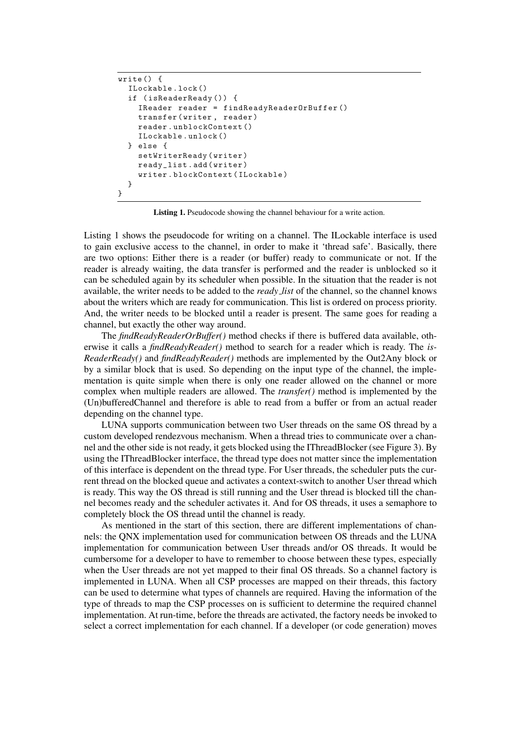```
write() {
  ILockable.lock()
  if (isReaderReady()) {
    IReader reader = findReadyReaderOrBuffer()
    transfer(writer, reader)
    reader.unblockContext()
    ILockable.unlock()
  } else {
    setWriterReady(writer)
    ready_list.add(writer)
    writer.blockContext(ILockable)
  }
}
```

**Listing 1.** Pseudocode showing the channel behaviour for a write action.

Listing 1 shows the pseudocode for writing on a channel. The ILockable interface is used to gain exclusive access to the channel, in order to make it 'thread safe'. Basically, there are two options: Either there is a reader (or buffer) ready to communicate or not. If the reader is already waiting, the data transfer is performed and the reader is unblocked so it can be scheduled again by its scheduler when possible. In the situation that the reader is not available, the writer needs to be added to the *ready_list* of the channel, so the channel knows about the writers which are ready for communication. This list is ordered on process priority. And, the writer needs to be blocked until a reader is present. The same goes for reading a channel, but exactly the other way around.

The *findReadyReaderOrBuffer()* method checks if there is buffered data available, otherwise it calls a *findReadyReader()* method to search for a reader which is ready. The *isReaderReady()* and *findReadyReader()* methods are implemented by the Out2Any block or by a similar block that is used. So depending on the input type of the channel, the implementation is quite simple when there is only one reader allowed on the channel or more complex when multiple readers are allowed. The *transfer()* method is implemented by the (Un)bufferedChannel and therefore is able to read from a buffer or from an actual reader depending on the channel type.

LUNA supports communication between two User threads on the same OS thread by a custom developed rendezvous mechanism. When a thread tries to communicate over a channel and the other side is not ready, it gets blocked using the IThreadBlocker (see Figure 3). By using the IThreadBlocker interface, the thread type does not matter since the implementation of this interface is dependent on the thread type. For User threads, the scheduler puts the current thread on the blocked queue and activates a context-switch to another User thread which is ready. This way the OS thread is still running and the User thread is blocked till the channel becomes ready and the scheduler activates it. And for OS threads, it uses a semaphore to completely block the OS thread until the channel is ready.

As mentioned in the start of this section, there are different implementations of channels: the QNX implementation used for communication between OS threads and the LUNA implementation for communication between User threads and/or OS threads. It would be cumbersome for a developer to have to remember to choose between these types, especially when the User threads are not yet mapped to their final OS threads. So a channel factory is implemented in LUNA. When all CSP processes are mapped on their threads, this factory can be used to determine what types of channels are required. Having the information of the type of threads to map the CSP processes on is sufficient to determine the required channel implementation. At run-time, before the threads are activated, the factory needs be invoked to select a correct implementation for each channel. If a developer (or code generation) moves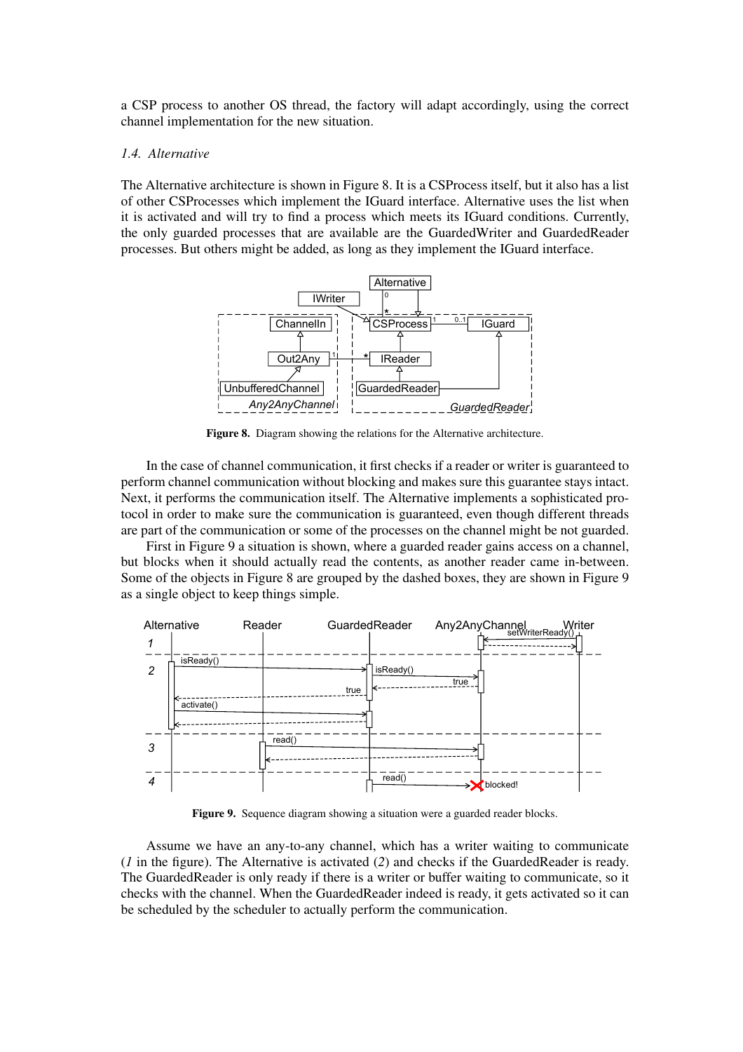a CSP process to another OS thread, the factory will adapt accordingly, using the correct channel implementation for the new situation.

### *1.4. Alternative*

The Alternative architecture is shown in Figure 8. It is a CSProcess itself, but it also has a list of other CSProcesses which implement the IGuard interface. Alternative uses the list when it is activated and will try to find a process which meets its IGuard conditions. Currently, the only guarded processes that are available are the GuardedWriter and GuardedReader processes. But others might be added, as long as they implement the IGuard interface.

**Figure 8.** Diagram showing the relations for the Alternative architecture.

In the case of channel communication, it first checks if a reader or writer is guaranteed to perform channel communication without blocking and makes sure this guarantee stays intact. Next, it performs the communication itself. The Alternative implements a sophisticated protocol in order to make sure the communication is guaranteed, even though different threads are part of the communication or some of the processes on the channel might be not guarded.

First in Figure 9 a situation is shown, where a guarded reader gains access on a channel, but blocks when it should actually read the contents, as another reader came in-between. Some of the objects in Figure 8 are grouped by the dashed boxes, they are shown in Figure 9 as a single object to keep things simple.

**Figure 9.** Sequence diagram showing a situation were a guarded reader blocks.

Assume we have an any-to-any channel, which has a writer waiting to communicate (*1* in the figure). The Alternative is activated (*2*) and checks if the GuardedReader is ready. The GuardedReader is only ready if there is a writer or buffer waiting to communicate, so it checks with the channel. When the GuardedReader indeed is ready, it gets activated so it can be scheduled by the scheduler to actually perform the communication.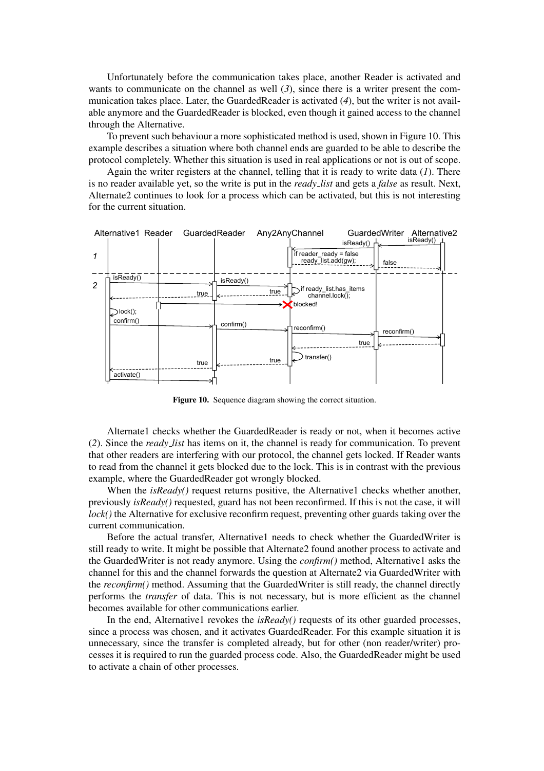Unfortunately before the communication takes place, another Reader is activated and wants to communicate on the channel as well (*3*), since there is a writer present the communication takes place. Later, the GuardedReader is activated (*4*), but the writer is not available anymore and the GuardedReader is blocked, even though it gained access to the channel through the Alternative.

To prevent such behaviour a more sophisticated method is used, shown in Figure 10. This example describes a situation where both channel ends are guarded to be able to describe the protocol completely. Whether this situation is used in real applications or not is out of scope.

Again the writer registers at the channel, telling that it is ready to write data (*1*). There is no reader available yet, so the write is put in the *ready_list* and gets a *false* as result. Next, Alternate2 continues to look for a process which can be activated, but this is not interesting for the current situation.

**Figure 10.** Sequence diagram showing the correct situation.

Alternate1 checks whether the GuardedReader is ready or not, when it becomes active (*2*). Since the *ready_list* has items on it, the channel is ready for communication. To prevent that other readers are interfering with our protocol, the channel gets locked. If Reader wants to read from the channel it gets blocked due to the lock. This is in contrast with the previous example, where the GuardedReader got wrongly blocked.

When the *isReady()* request returns positive, the Alternative1 checks whether another, previously *isReady()* requested, guard has not been reconfirmed. If this is not the case, it will *lock()* the Alternative for exclusive reconfirm request, preventing other guards taking over the current communication.

Before the actual transfer, Alternative1 needs to check whether the GuardedWriter is still ready to write. It might be possible that Alternate2 found another process to activate and the GuardedWriter is not ready anymore. Using the *confirm()* method, Alternative1 asks the channel for this and the channel forwards the question at Alternate2 via GuardedWriter with the *reconfirm()* method. Assuming that the GuardedWriter is still ready, the channel directly performs the *transfer* of data. This is not necessary, but is more efficient as the channel becomes available for other communications earlier.

In the end, Alternative1 revokes the *isReady()* requests of its other guarded processes, since a process was chosen, and it activates GuardedReader. For this example situation it is unnecessary, since the transfer is completed already, but for other (non reader/writer) processes it is required to run the guarded process code. Also, the GuardedReader might be used to activate a chain of other processes.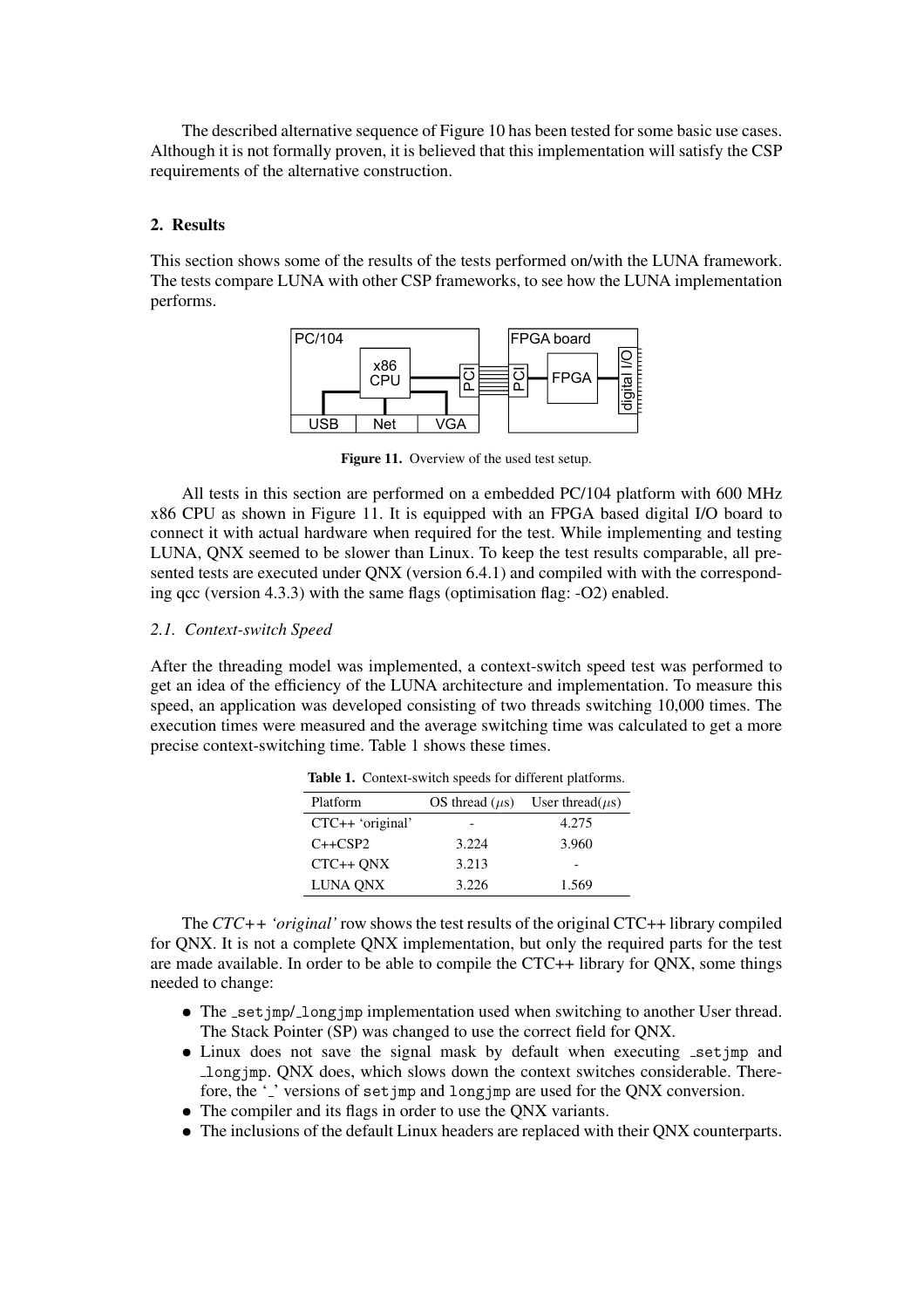The described alternative sequence of Figure 10 has been tested for some basic use cases. Although it is not formally proven, it is believed that this implementation will satisfy the CSP requirements of the alternative construction.

## 2. Results

This section shows some of the results of the tests performed on/with the LUNA framework. The tests compare LUNA with other CSP frameworks, to see how the LUNA implementation performs.

**Figure 11.** Overview of the used test setup.

All tests in this section are performed on a embedded PC/104 platform with 600 MHz x86 CPU as shown in Figure 11. It is equipped with an FPGA based digital I/O board to connect it with actual hardware when required for the test. While implementing and testing LUNA, QNX seemed to be slower than Linux. To keep the test results comparable, all presented tests are executed under QNX (version 6.4.1) and compiled with with the corresponding qcc (version 4.3.3) with the same flags (optimisation flag: -O2) enabled.

### *2.1. Context-switch Speed*

After the threading model was implemented, a context-switch speed test was performed to get an idea of the efficiency of the LUNA architecture and implementation. To measure this speed, an application was developed consisting of two threads switching 10,000 times. The execution times were measured and the average switching time was calculated to get a more precise context-switching time. Table 1 shows these times.

**Table 1.** Context-switch speeds for different platforms.

| Platform | OS thread ($\mu$s) | User thread($\mu$s) |
|---|---|---|
| CTC++ 'original' | - | 4.275 |
| C++CSP2 | 3.224 | 3.960 |
| CTC++ QNX | 3.213 | - |
| LUNA QNX | 3.226 | 1.569 |

The *CTC++ 'original'* row shows the test results of the original CTC++ library compiled for QNX. It is not a complete QNX implementation, but only the required parts for the test are made available. In order to be able to compile the CTC++ library for QNX, some things needed to change:

- The `_setjmp`/`_longjmp` implementation used when switching to another User thread. The Stack Pointer (SP) was changed to use the correct field for QNX.
- Linux does not save the signal mask by default when executing `_setjmp` and `_longjmp`. QNX does, which slows down the context switches considerable. Therefore, the '`_`' versions of `setjmp` and `longjmp` are used for the QNX conversion.
- The compiler and its flags in order to use the QNX variants.
- The inclusions of the default Linux headers are replaced with their QNX counterparts.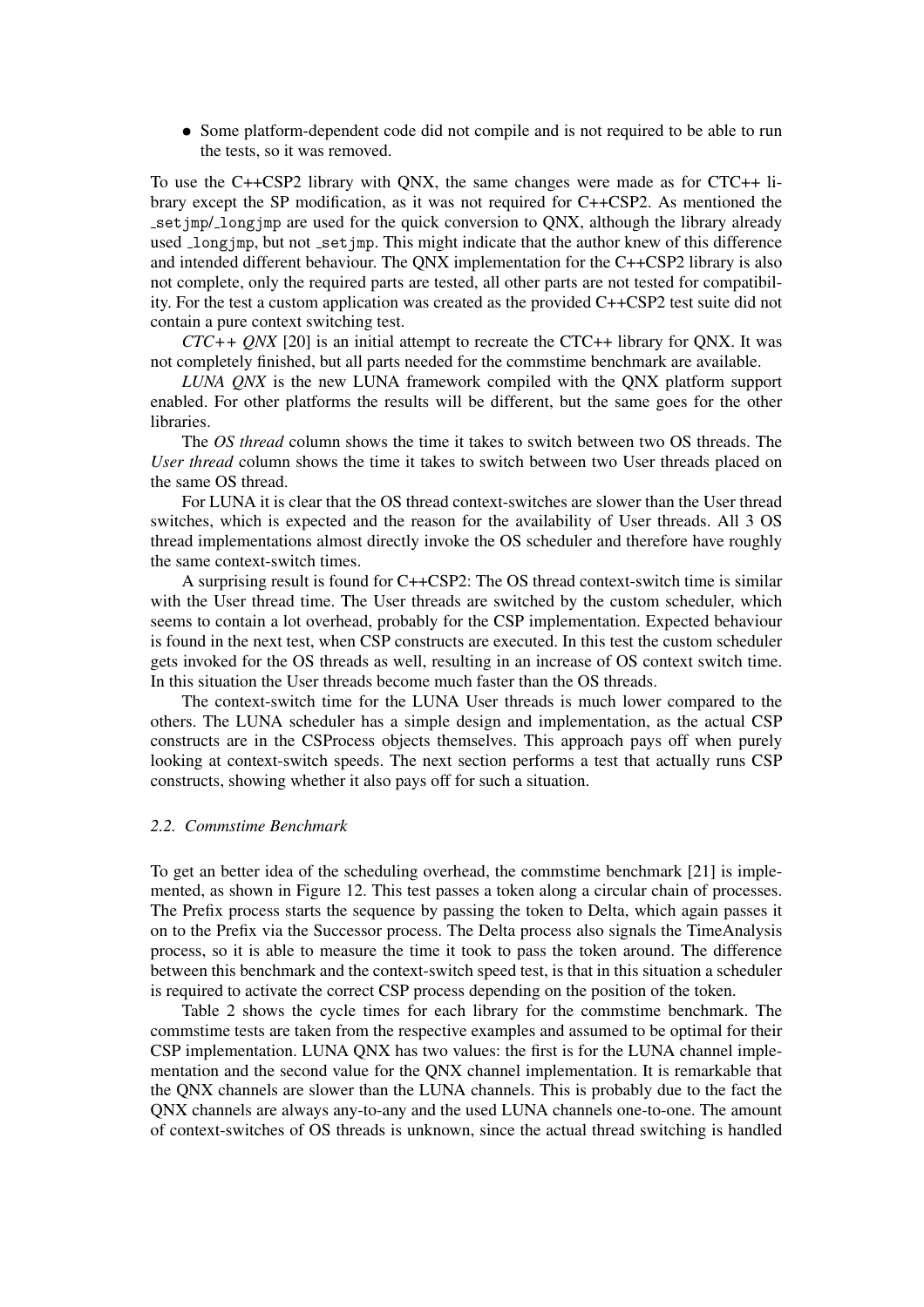- Some platform-dependent code did not compile and is not required to be able to run the tests, so it was removed.

To use the C++CSP2 library with QNX, the same changes were made as for CTC++ library except the SP modification, as it was not required for C++CSP2. As mentioned the _setjmp/_longjmp are used for the quick conversion to QNX, although the library already used _longjmp, but not _setjmp. This might indicate that the author knew of this difference and intended different behaviour. The QNX implementation for the C++CSP2 library is also not complete, only the required parts are tested, all other parts are not tested for compatibility. For the test a custom application was created as the provided C++CSP2 test suite did not contain a pure context switching test.

*CTC++ QNX* [20] is an initial attempt to recreate the CTC++ library for QNX. It was not completely finished, but all parts needed for the commstime benchmark are available.

*LUNA QNX* is the new LUNA framework compiled with the QNX platform support enabled. For other platforms the results will be different, but the same goes for the other libraries.

The *OS thread* column shows the time it takes to switch between two OS threads. The *User thread* column shows the time it takes to switch between two User threads placed on the same OS thread.

For LUNA it is clear that the OS thread context-switches are slower than the User thread switches, which is expected and the reason for the availability of User threads. All 3 OS thread implementations almost directly invoke the OS scheduler and therefore have roughly the same context-switch times.

A surprising result is found for C++CSP2: The OS thread context-switch time is similar with the User thread time. The User threads are switched by the custom scheduler, which seems to contain a lot overhead, probably for the CSP implementation. Expected behaviour is found in the next test, when CSP constructs are executed. In this test the custom scheduler gets invoked for the OS threads as well, resulting in an increase of OS context switch time. In this situation the User threads become much faster than the OS threads.

The context-switch time for the LUNA User threads is much lower compared to the others. The LUNA scheduler has a simple design and implementation, as the actual CSP constructs are in the CSProcess objects themselves. This approach pays off when purely looking at context-switch speeds. The next section performs a test that actually runs CSP constructs, showing whether it also pays off for such a situation.

### 2.2. Commstime Benchmark

To get an better idea of the scheduling overhead, the commstime benchmark [21] is implemented, as shown in Figure 12. This test passes a token along a circular chain of processes. The Prefix process starts the sequence by passing the token to Delta, which again passes it on to the Prefix via the Successor process. The Delta process also signals the TimeAnalysis process, so it is able to measure the time it took to pass the token around. The difference between this benchmark and the context-switch speed test, is that in this situation a scheduler is required to activate the correct CSP process depending on the position of the token.

Table 2 shows the cycle times for each library for the commstime benchmark. The commstime tests are taken from the respective examples and assumed to be optimal for their CSP implementation. LUNA QNX has two values: the first is for the LUNA channel implementation and the second value for the QNX channel implementation. It is remarkable that the QNX channels are slower than the LUNA channels. This is probably due to the fact the QNX channels are always any-to-any and the used LUNA channels one-to-one. The amount of context-switches of OS threads is unknown, since the actual thread switching is handled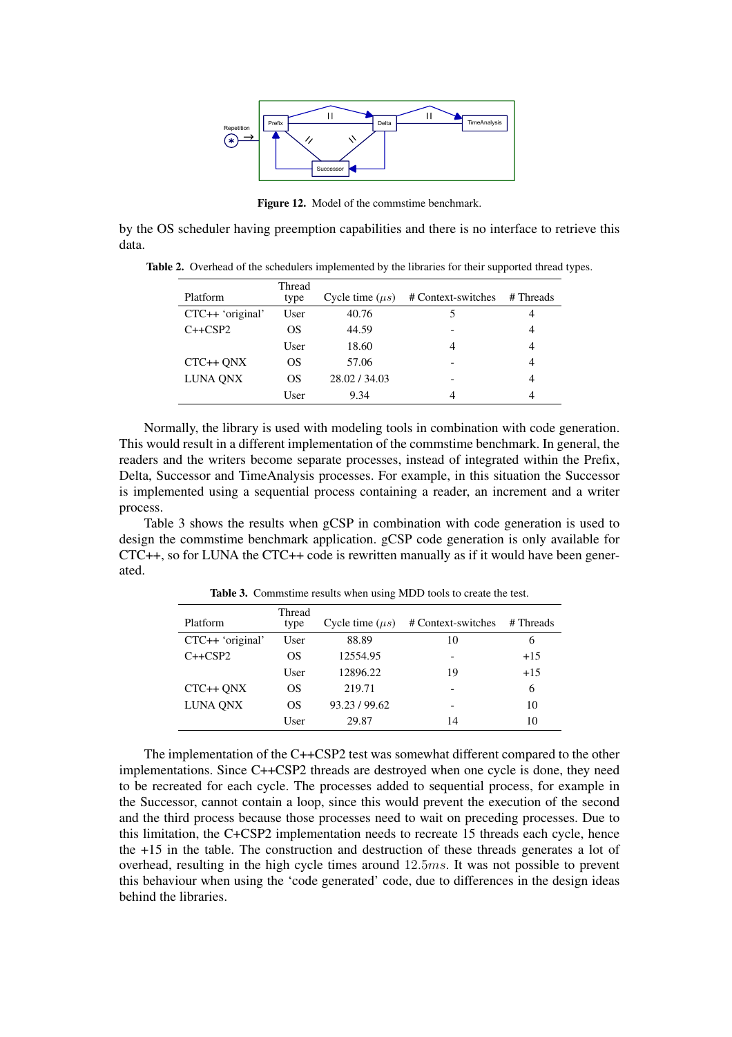**Figure 12.** Model of the commstime benchmark.

by the OS scheduler having preemption capabilities and there is no interface to retrieve this data.

**Table 2.** Overhead of the schedulers implemented by the libraries for their supported thread types.

| Platform | Thread type | Cycle time ($\mu s$) | # Context-switches | # Threads |
|---|---|---|---|---|
| CTC++ 'original' | User | 40.76 | 5 | 4 |
| C++CSP2 | OS | 44.59 | - | 4 |
| | User | 18.60 | 4 | 4 |
| CTC++ QNX | OS | 57.06 | - | 4 |
| LUNA QNX | OS | 28.02 / 34.03 | - | 4 |
| | User | 9.34 | 4 | 4 |

Normally, the library is used with modeling tools in combination with code generation. This would result in a different implementation of the commstime benchmark. In general, the readers and the writers become separate processes, instead of integrated within the Prefix, Delta, Successor and TimeAnalysis processes. For example, in this situation the Successor is implemented using a sequential process containing a reader, an increment and a writer process.

Table 3 shows the results when gCSP in combination with code generation is used to design the commstime benchmark application. gCSP code generation is only available for CTC++, so for LUNA the CTC++ code is rewritten manually as if it would have been generated.

**Table 3.** Commstime results when using MDD tools to create the test.

| Platform | Thread type | Cycle time ($\mu s$) | # Context-switches | # Threads |
|---|---|---|---|---|
| CTC++ 'original' | User | 88.89 | 10 | 6 |
| C++CSP2 | OS | 12554.95 | - | +15 |
| | User | 12896.22 | 19 | +15 |
| CTC++ QNX | OS | 219.71 | - | 6 |
| LUNA QNX | OS | 93.23 / 99.62 | - | 10 |
| | User | 29.87 | 14 | 10 |

The implementation of the C++CSP2 test was somewhat different compared to the other implementations. Since C++CSP2 threads are destroyed when one cycle is done, they need to be recreated for each cycle. The processes added to sequential process, for example in the Successor, cannot contain a loop, since this would prevent the execution of the second and the third process because those processes need to wait on preceding processes. Due to this limitation, the C+CSP2 implementation needs to recreate 15 threads each cycle, hence the +15 in the table. The construction and destruction of these threads generates a lot of overhead, resulting in the high cycle times around $12.5ms$. It was not possible to prevent this behaviour when using the 'code generated' code, due to differences in the design ideas behind the libraries.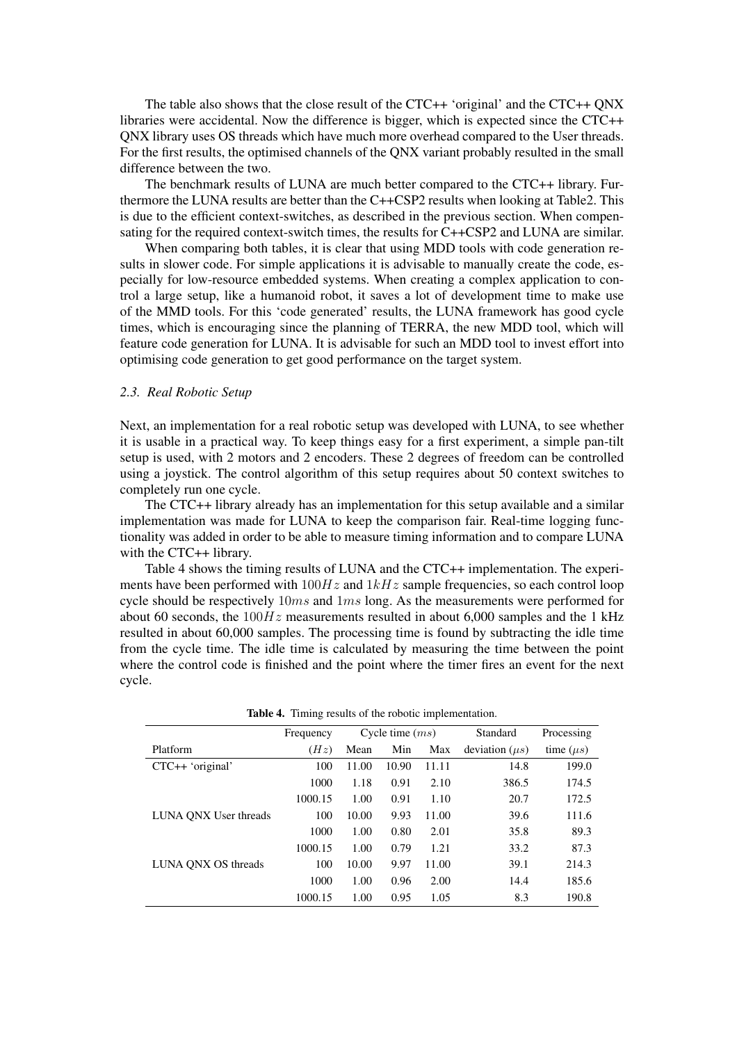The table also shows that the close result of the CTC++ 'original' and the CTC++ QNX libraries were accidental. Now the difference is bigger, which is expected since the CTC++ QNX library uses OS threads which have much more overhead compared to the User threads. For the first results, the optimised channels of the QNX variant probably resulted in the small difference between the two.

The benchmark results of LUNA are much better compared to the CTC++ library. Furthermore the LUNA results are better than the C++CSP2 results when looking at Table2. This is due to the efficient context-switches, as described in the previous section. When compensating for the required context-switch times, the results for C++CSP2 and LUNA are similar.

When comparing both tables, it is clear that using MDD tools with code generation results in slower code. For simple applications it is advisable to manually create the code, especially for low-resource embedded systems. When creating a complex application to control a large setup, like a humanoid robot, it saves a lot of development time to make use of the MMD tools. For this 'code generated' results, the LUNA framework has good cycle times, which is encouraging since the planning of TERRA, the new MDD tool, which will feature code generation for LUNA. It is advisable for such an MDD tool to invest effort into optimising code generation to get good performance on the target system.

### *2.3. Real Robotic Setup*

Next, an implementation for a real robotic setup was developed with LUNA, to see whether it is usable in a practical way. To keep things easy for a first experiment, a simple pan-tilt setup is used, with 2 motors and 2 encoders. These 2 degrees of freedom can be controlled using a joystick. The control algorithm of this setup requires about 50 context switches to completely run one cycle.

The CTC++ library already has an implementation for this setup available and a similar implementation was made for LUNA to keep the comparison fair. Real-time logging functionality was added in order to be able to measure timing information and to compare LUNA with the CTC++ library.

Table 4 shows the timing results of LUNA and the CTC++ implementation. The experiments have been performed with $100Hz$ and $1kHz$ sample frequencies, so each control loop cycle should be respectively $10ms$ and $1ms$ long. As the measurements were performed for about 60 seconds, the $100Hz$ measurements resulted in about 6,000 samples and the 1 kHz resulted in about 60,000 samples. The processing time is found by subtracting the idle time from the cycle time. The idle time is calculated by measuring the time between the point where the control code is finished and the point where the timer fires an event for the next cycle.

**Table 4.** Timing results of the robotic implementation.

| Platform | Frequency $(Hz)$ | Cycle time $(ms)$ Mean | Min | Max | Standard deviation $(\mu s)$ | Processing time $(\mu s)$ |
|---|---|---|---|---|---|---|
| CTC++ 'original' | 100 | 11.00 | 10.90 | 11.11 | 14.8 | 199.0 |
| | 1000 | 1.18 | 0.91 | 2.10 | 386.5 | 174.5 |
| | 1000.15 | 1.00 | 0.91 | 1.10 | 20.7 | 172.5 |
| LUNA QNX User threads | 100 | 10.00 | 9.93 | 11.00 | 39.6 | 111.6 |
| | 1000 | 1.00 | 0.80 | 2.01 | 35.8 | 89.3 |
| | 1000.15 | 1.00 | 0.79 | 1.21 | 33.2 | 87.3 |
| LUNA QNX OS threads | 100 | 10.00 | 9.97 | 11.00 | 39.1 | 214.3 |
| | 1000 | 1.00 | 0.96 | 2.00 | 14.4 | 185.6 |
| | 1000.15 | 1.00 | 0.95 | 1.05 | 8.3 | 190.8 |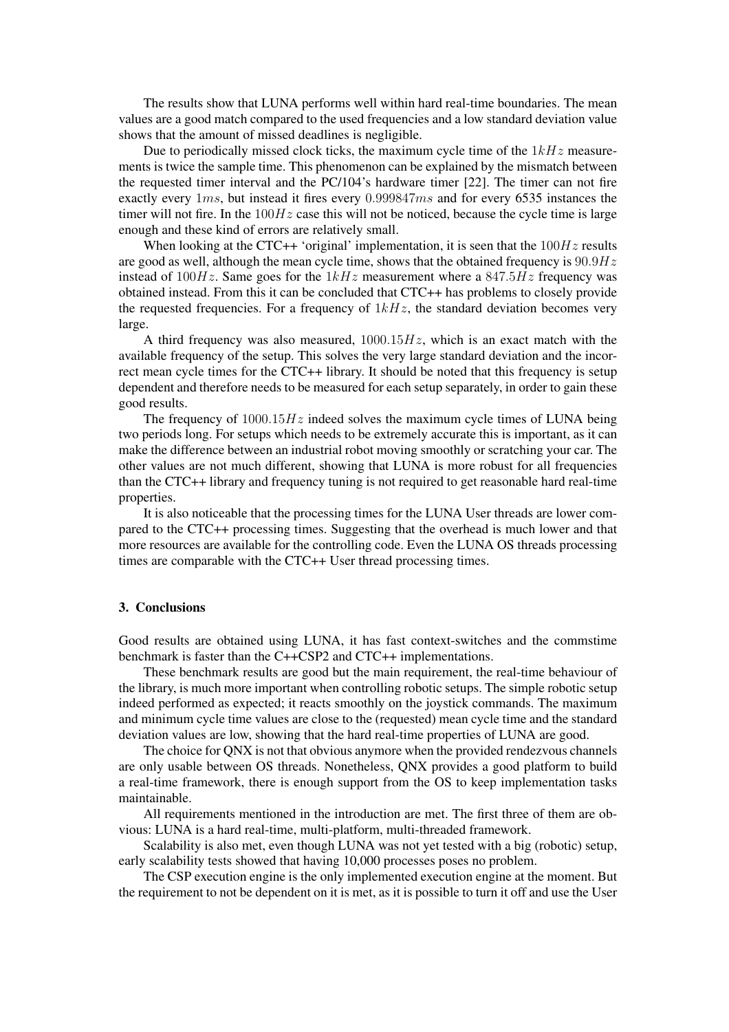The results show that LUNA performs well within hard real-time boundaries. The mean values are a good match compared to the used frequencies and a low standard deviation value shows that the amount of missed deadlines is negligible.

Due to periodically missed clock ticks, the maximum cycle time of the $1kHz$ measurements is twice the sample time. This phenomenon can be explained by the mismatch between the requested timer interval and the PC/104's hardware timer [22]. The timer can not fire exactly every $1ms$, but instead it fires every $0.999847ms$ and for every 6535 instances the timer will not fire. In the $100Hz$ case this will not be noticed, because the cycle time is large enough and these kind of errors are relatively small.

When looking at the CTC++ 'original' implementation, it is seen that the $100Hz$ results are good as well, although the mean cycle time, shows that the obtained frequency is $90.9Hz$ instead of $100Hz$. Same goes for the $1kHz$ measurement where a $847.5Hz$ frequency was obtained instead. From this it can be concluded that CTC++ has problems to closely provide the requested frequencies. For a frequency of $1kHz$, the standard deviation becomes very large.

A third frequency was also measured, $1000.15Hz$, which is an exact match with the available frequency of the setup. This solves the very large standard deviation and the incorrect mean cycle times for the CTC++ library. It should be noted that this frequency is setup dependent and therefore needs to be measured for each setup separately, in order to gain these good results.

The frequency of $1000.15Hz$ indeed solves the maximum cycle times of LUNA being two periods long. For setups which needs to be extremely accurate this is important, as it can make the difference between an industrial robot moving smoothly or scratching your car. The other values are not much different, showing that LUNA is more robust for all frequencies than the CTC++ library and frequency tuning is not required to get reasonable hard real-time properties.

It is also noticeable that the processing times for the LUNA User threads are lower compared to the CTC++ processing times. Suggesting that the overhead is much lower and that more resources are available for the controlling code. Even the LUNA OS threads processing times are comparable with the CTC++ User thread processing times.

## 3. Conclusions

Good results are obtained using LUNA, it has fast context-switches and the commstime benchmark is faster than the C++CSP2 and CTC++ implementations.

These benchmark results are good but the main requirement, the real-time behaviour of the library, is much more important when controlling robotic setups. The simple robotic setup indeed performed as expected; it reacts smoothly on the joystick commands. The maximum and minimum cycle time values are close to the (requested) mean cycle time and the standard deviation values are low, showing that the hard real-time properties of LUNA are good.

The choice for QNX is not that obvious anymore when the provided rendezvous channels are only usable between OS threads. Nonetheless, QNX provides a good platform to build a real-time framework, there is enough support from the OS to keep implementation tasks maintainable.

All requirements mentioned in the introduction are met. The first three of them are obvious: LUNA is a hard real-time, multi-platform, multi-threaded framework.

Scalability is also met, even though LUNA was not yet tested with a big (robotic) setup, early scalability tests showed that having 10,000 processes poses no problem.

The CSP execution engine is the only implemented execution engine at the moment. But the requirement to not be dependent on it is met, as it is possible to turn it off and use the User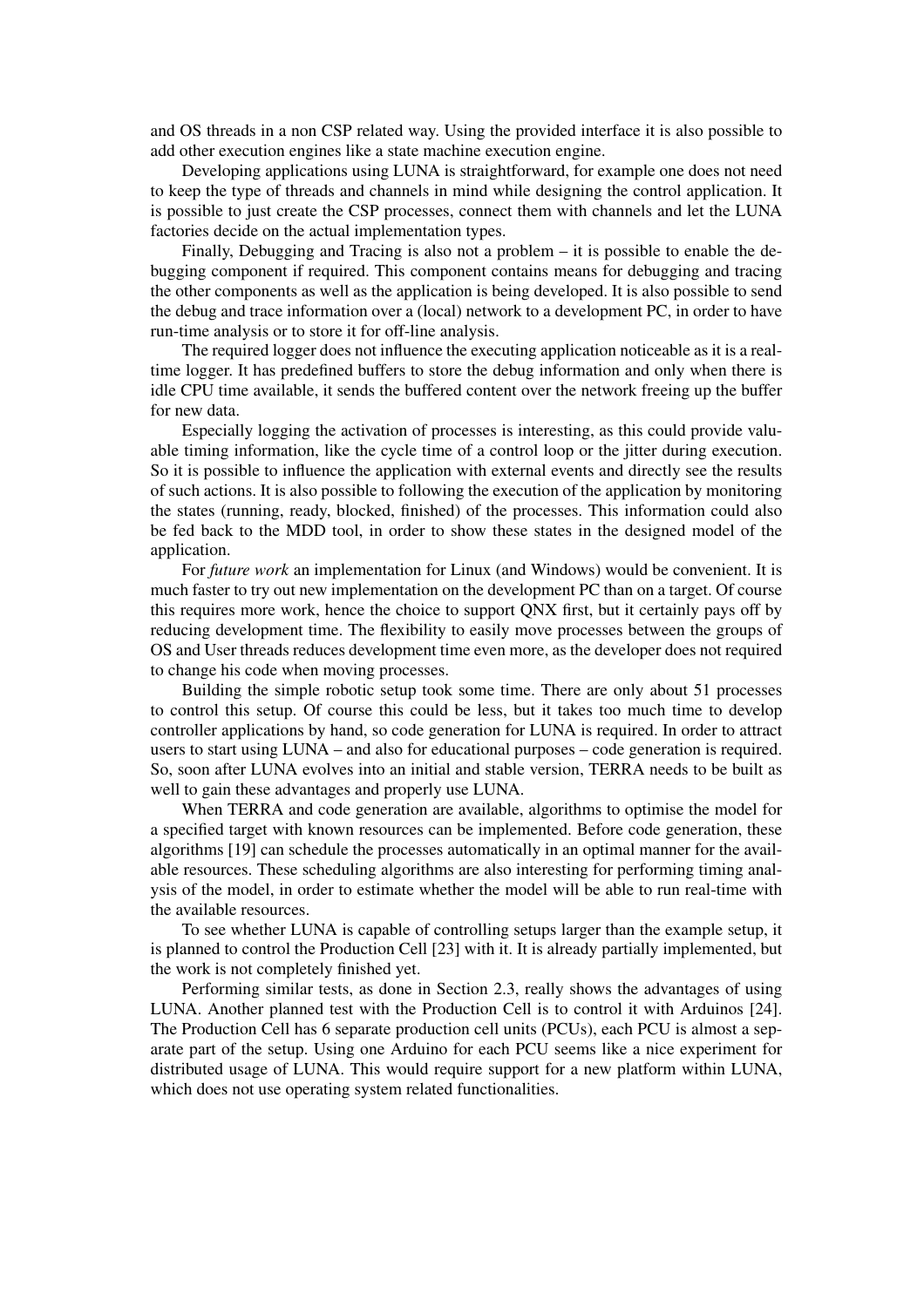and OS threads in a non CSP related way. Using the provided interface it is also possible to add other execution engines like a state machine execution engine.

Developing applications using LUNA is straightforward, for example one does not need to keep the type of threads and channels in mind while designing the control application. It is possible to just create the CSP processes, connect them with channels and let the LUNA factories decide on the actual implementation types.

Finally, Debugging and Tracing is also not a problem – it is possible to enable the debugging component if required. This component contains means for debugging and tracing the other components as well as the application is being developed. It is also possible to send the debug and trace information over a (local) network to a development PC, in order to have run-time analysis or to store it for off-line analysis.

The required logger does not influence the executing application noticeable as it is a real-time logger. It has predefined buffers to store the debug information and only when there is idle CPU time available, it sends the buffered content over the network freeing up the buffer for new data.

Especially logging the activation of processes is interesting, as this could provide valuable timing information, like the cycle time of a control loop or the jitter during execution. So it is possible to influence the application with external events and directly see the results of such actions. It is also possible to following the execution of the application by monitoring the states (running, ready, blocked, finished) of the processes. This information could also be fed back to the MDD tool, in order to show these states in the designed model of the application.

For *future work* an implementation for Linux (and Windows) would be convenient. It is much faster to try out new implementation on the development PC than on a target. Of course this requires more work, hence the choice to support QNX first, but it certainly pays off by reducing development time. The flexibility to easily move processes between the groups of OS and User threads reduces development time even more, as the developer does not required to change his code when moving processes.

Building the simple robotic setup took some time. There are only about 51 processes to control this setup. Of course this could be less, but it takes too much time to develop controller applications by hand, so code generation for LUNA is required. In order to attract users to start using LUNA – and also for educational purposes – code generation is required. So, soon after LUNA evolves into an initial and stable version, TERRA needs to be built as well to gain these advantages and properly use LUNA.

When TERRA and code generation are available, algorithms to optimise the model for a specified target with known resources can be implemented. Before code generation, these algorithms [19] can schedule the processes automatically in an optimal manner for the available resources. These scheduling algorithms are also interesting for performing timing analysis of the model, in order to estimate whether the model will be able to run real-time with the available resources.

To see whether LUNA is capable of controlling setups larger than the example setup, it is planned to control the Production Cell [23] with it. It is already partially implemented, but the work is not completely finished yet.

Performing similar tests, as done in Section 2.3, really shows the advantages of using LUNA. Another planned test with the Production Cell is to control it with Arduinos [24]. The Production Cell has 6 separate production cell units (PCUs), each PCU is almost a separate part of the setup. Using one Arduino for each PCU seems like a nice experiment for distributed usage of LUNA. This would require support for a new platform within LUNA, which does not use operating system related functionalities.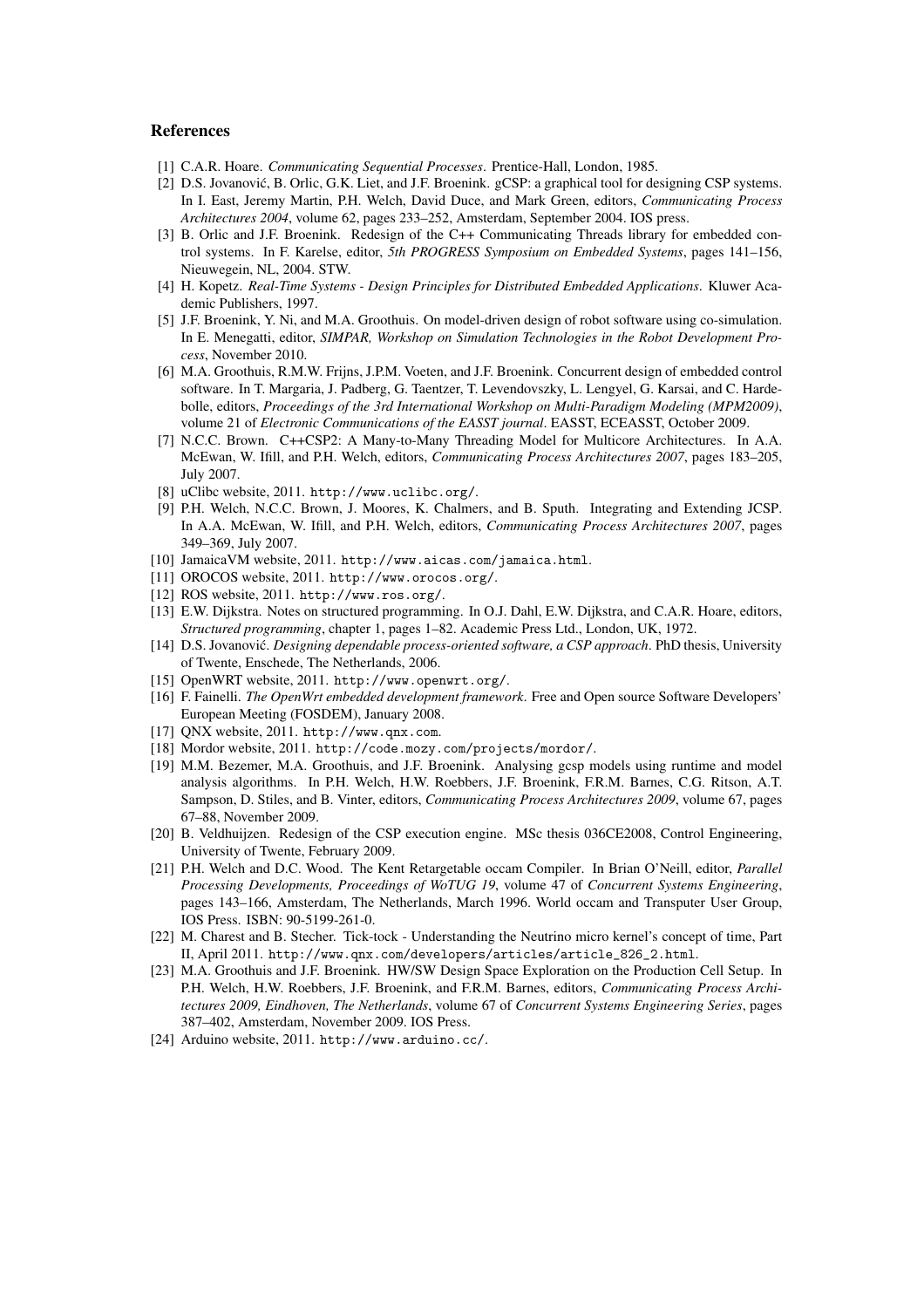## References

[1] C.A.R. Hoare. *Communicating Sequential Processes*. Prentice-Hall, London, 1985.

[2] D.S. Jovanović, B. Orlic, G.K. Liet, and J.F. Broenink. gCSP: a graphical tool for designing CSP systems. In I. East, Jeremy Martin, P.H. Welch, David Duce, and Mark Green, editors, *Communicating Process Architectures 2004*, volume 62, pages 233–252, Amsterdam, September 2004. IOS press.

[3] B. Orlic and J.F. Broenink. Redesign of the C++ Communicating Threads library for embedded control systems. In F. Karelse, editor, *5th PROGRESS Symposium on Embedded Systems*, pages 141–156, Nieuwegein, NL, 2004. STW.

[4] H. Kopetz. *Real-Time Systems - Design Principles for Distributed Embedded Applications*. Kluwer Academic Publishers, 1997.

[5] J.F. Broenink, Y. Ni, and M.A. Groothuis. On model-driven design of robot software using co-simulation. In E. Menegatti, editor, *SIMPAR, Workshop on Simulation Technologies in the Robot Development Process*, November 2010.

[6] M.A. Groothuis, R.M.W. Frijns, J.P.M. Voeten, and J.F. Broenink. Concurrent design of embedded control software. In T. Margaria, J. Padberg, G. Taentzer, T. Levendovszky, L. Lengyel, G. Karsai, and C. Hardebolle, editors, *Proceedings of the 3rd International Workshop on Multi-Paradigm Modeling (MPM2009)*, volume 21 of *Electronic Communications of the EASST journal*. EASST, ECEASST, October 2009.

[7] N.C.C. Brown. C++CSP2: A Many-to-Many Threading Model for Multicore Architectures. In A.A. McEwan, W. Ifill, and P.H. Welch, editors, *Communicating Process Architectures 2007*, pages 183–205, July 2007.

[8] uClibc website, 2011. `http://www.uclibc.org/`.

[9] P.H. Welch, N.C.C. Brown, J. Moores, K. Chalmers, and B. Sputh. Integrating and Extending JCSP. In A.A. McEwan, W. Ifill, and P.H. Welch, editors, *Communicating Process Architectures 2007*, pages 349–369, July 2007.

[10] JamaicaVM website, 2011. `http://www.aicas.com/jamaica.html`.

[11] OROCOS website, 2011. `http://www.orocos.org/`.

[12] ROS website, 2011. `http://www.ros.org/`.

[13] E.W. Dijkstra. Notes on structured programming. In O.J. Dahl, E.W. Dijkstra, and C.A.R. Hoare, editors, *Structured programming*, chapter 1, pages 1–82. Academic Press Ltd., London, UK, 1972.

[14] D.S. Jovanović. *Designing dependable process-oriented software, a CSP approach*. PhD thesis, University of Twente, Enschede, The Netherlands, 2006.

[15] OpenWRT website, 2011. `http://www.openwrt.org/`.

[16] F. Fainelli. *The OpenWrt embedded development framework*. Free and Open source Software Developers' European Meeting (FOSDEM), January 2008.

[17] QNX website, 2011. `http://www.qnx.com`.

[18] Mordor website, 2011. `http://code.mozy.com/projects/mordor/`.

[19] M.M. Bezemer, M.A. Groothuis, and J.F. Broenink. Analysing gcsp models using runtime and model analysis algorithms. In P.H. Welch, H.W. Roebbers, J.F. Broenink, F.R.M. Barnes, C.G. Ritson, A.T. Sampson, D. Stiles, and B. Vinter, editors, *Communicating Process Architectures 2009*, volume 67, pages 67–88, November 2009.

[20] B. Veldhuijzen. Redesign of the CSP execution engine. MSc thesis 036CE2008, Control Engineering, University of Twente, February 2009.

[21] P.H. Welch and D.C. Wood. The Kent Retargetable occam Compiler. In Brian O'Neill, editor, *Parallel Processing Developments, Proceedings of WoTUG 19*, volume 47 of *Concurrent Systems Engineering*, pages 143–166, Amsterdam, The Netherlands, March 1996. World occam and Transputer User Group, IOS Press. ISBN: 90-5199-261-0.

[22] M. Charest and B. Stecher. Tick-tock - Understanding the Neutrino micro kernel's concept of time, Part II, April 2011. `http://www.qnx.com/developers/articles/article_826_2.html`.

[23] M.A. Groothuis and J.F. Broenink. HW/SW Design Space Exploration on the Production Cell Setup. In P.H. Welch, H.W. Roebbers, J.F. Broenink, and F.R.M. Barnes, editors, *Communicating Process Architectures 2009, Eindhoven, The Netherlands*, volume 67 of *Concurrent Systems Engineering Series*, pages 387–402, Amsterdam, November 2009. IOS Press.

[24] Arduino website, 2011. `http://www.arduino.cc/`.